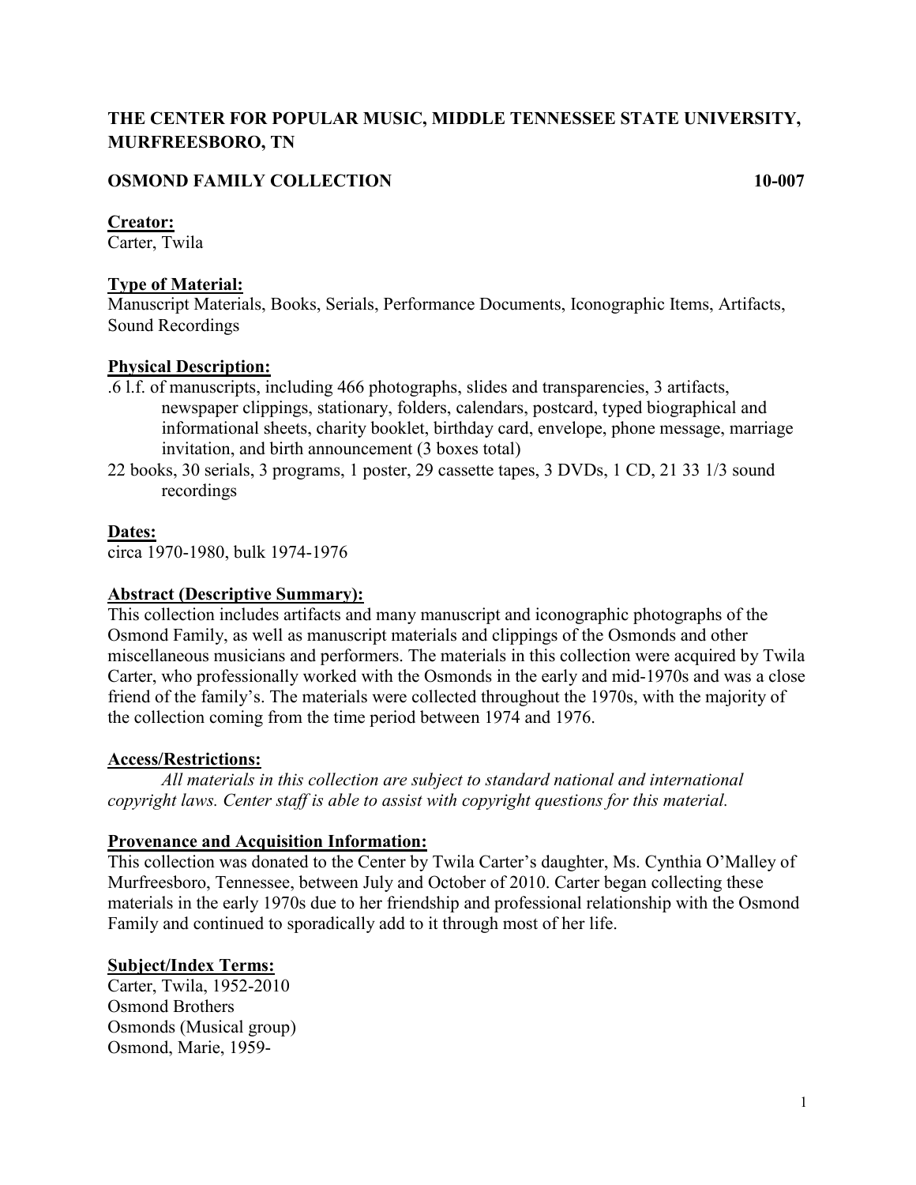**THE CENTER FOR POPULAR MUSIC, MIDDLE TENNESSEE STATE UNIVERSITY, MURFREESBORO, TN**

**OSMOND FAMILY COLLECTION 10-007**

**Creator:**
Carter, Twila

**Type of Material:**
Manuscript Materials, Books, Serials, Performance Documents, Iconographic Items, Artifacts, Sound Recordings

**Physical Description:**
.6 l.f. of manuscripts, including 466 photographs, slides and transparencies, 3 artifacts, newspaper clippings, stationary, folders, calendars, postcard, typed biographical and informational sheets, charity booklet, birthday card, envelope, phone message, marriage invitation, and birth announcement (3 boxes total)
22 books, 30 serials, 3 programs, 1 poster, 29 cassette tapes, 3 DVDs, 1 CD, 21 33 1/3 sound recordings

**Dates:**
circa 1970-1980, bulk 1974-1976

**Abstract (Descriptive Summary):**
This collection includes artifacts and many manuscript and iconographic photographs of the Osmond Family, as well as manuscript materials and clippings of the Osmonds and other miscellaneous musicians and performers. The materials in this collection were acquired by Twila Carter, who professionally worked with the Osmonds in the early and mid-1970s and was a close friend of the family's. The materials were collected throughout the 1970s, with the majority of the collection coming from the time period between 1974 and 1976.

**Access/Restrictions:**
*All materials in this collection are subject to standard national and international copyright laws. Center staff is able to assist with copyright questions for this material.*

**Provenance and Acquisition Information:**
This collection was donated to the Center by Twila Carter's daughter, Ms. Cynthia O'Malley of Murfreesboro, Tennessee, between July and October of 2010. Carter began collecting these materials in the early 1970s due to her friendship and professional relationship with the Osmond Family and continued to sporadically add to it through most of her life.

**Subject/Index Terms:**
Carter, Twila, 1952-2010
Osmond Brothers
Osmonds (Musical group)
Osmond, Marie, 1959-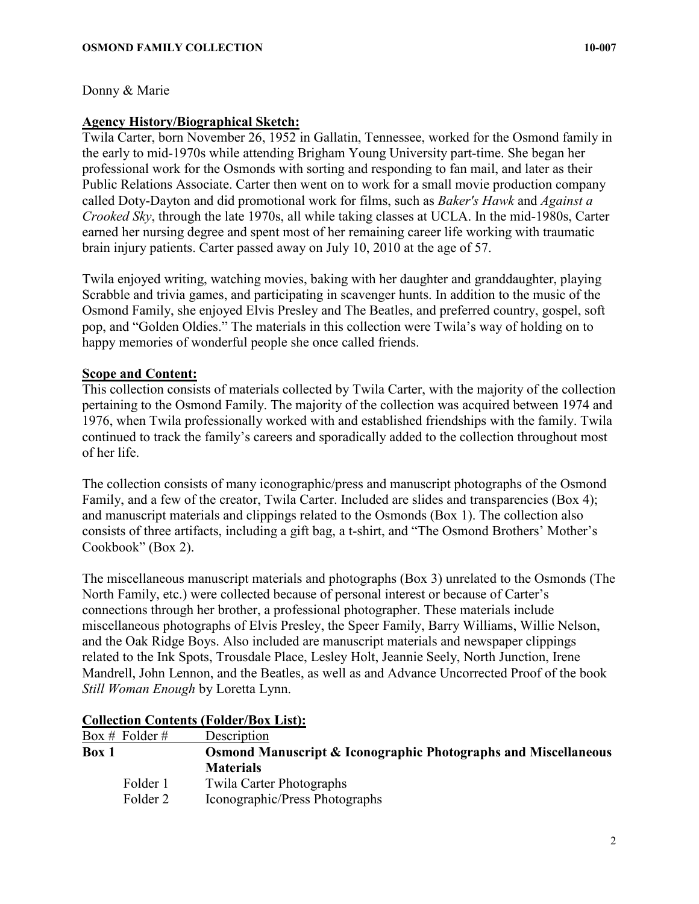Donny & Marie

## Agency History/Biographical Sketch:

Twila Carter, born November 26, 1952 in Gallatin, Tennessee, worked for the Osmond family in the early to mid-1970s while attending Brigham Young University part-time. She began her professional work for the Osmonds with sorting and responding to fan mail, and later as their Public Relations Associate. Carter then went on to work for a small movie production company called Doty-Dayton and did promotional work for films, such as *Baker's Hawk* and *Against a Crooked Sky*, through the late 1970s, all while taking classes at UCLA. In the mid-1980s, Carter earned her nursing degree and spent most of her remaining career life working with traumatic brain injury patients. Carter passed away on July 10, 2010 at the age of 57.

Twila enjoyed writing, watching movies, baking with her daughter and granddaughter, playing Scrabble and trivia games, and participating in scavenger hunts. In addition to the music of the Osmond Family, she enjoyed Elvis Presley and The Beatles, and preferred country, gospel, soft pop, and "Golden Oldies." The materials in this collection were Twila's way of holding on to happy memories of wonderful people she once called friends.

## Scope and Content:

This collection consists of materials collected by Twila Carter, with the majority of the collection pertaining to the Osmond Family. The majority of the collection was acquired between 1974 and 1976, when Twila professionally worked with and established friendships with the family. Twila continued to track the family's careers and sporadically added to the collection throughout most of her life.

The collection consists of many iconographic/press and manuscript photographs of the Osmond Family, and a few of the creator, Twila Carter. Included are slides and transparencies (Box 4); and manuscript materials and clippings related to the Osmonds (Box 1). The collection also consists of three artifacts, including a gift bag, a t-shirt, and "The Osmond Brothers' Mother's Cookbook" (Box 2).

The miscellaneous manuscript materials and photographs (Box 3) unrelated to the Osmonds (The North Family, etc.) were collected because of personal interest or because of Carter's connections through her brother, a professional photographer. These materials include miscellaneous photographs of Elvis Presley, the Speer Family, Barry Williams, Willie Nelson, and the Oak Ridge Boys. Also included are manuscript materials and newspaper clippings related to the Ink Spots, Trousdale Place, Lesley Holt, Jeannie Seely, North Junction, Irene Mandrell, John Lennon, and the Beatles, as well as and Advance Uncorrected Proof of the book *Still Woman Enough* by Loretta Lynn.

## Collection Contents (Folder/Box List):

| Box # | Folder # | Description |
|---|---|---|
| **Box 1** | | **Osmond Manuscript & Iconographic Photographs and Miscellaneous Materials** |
| | Folder 1 | Twila Carter Photographs |
| | Folder 2 | Iconographic/Press Photographs |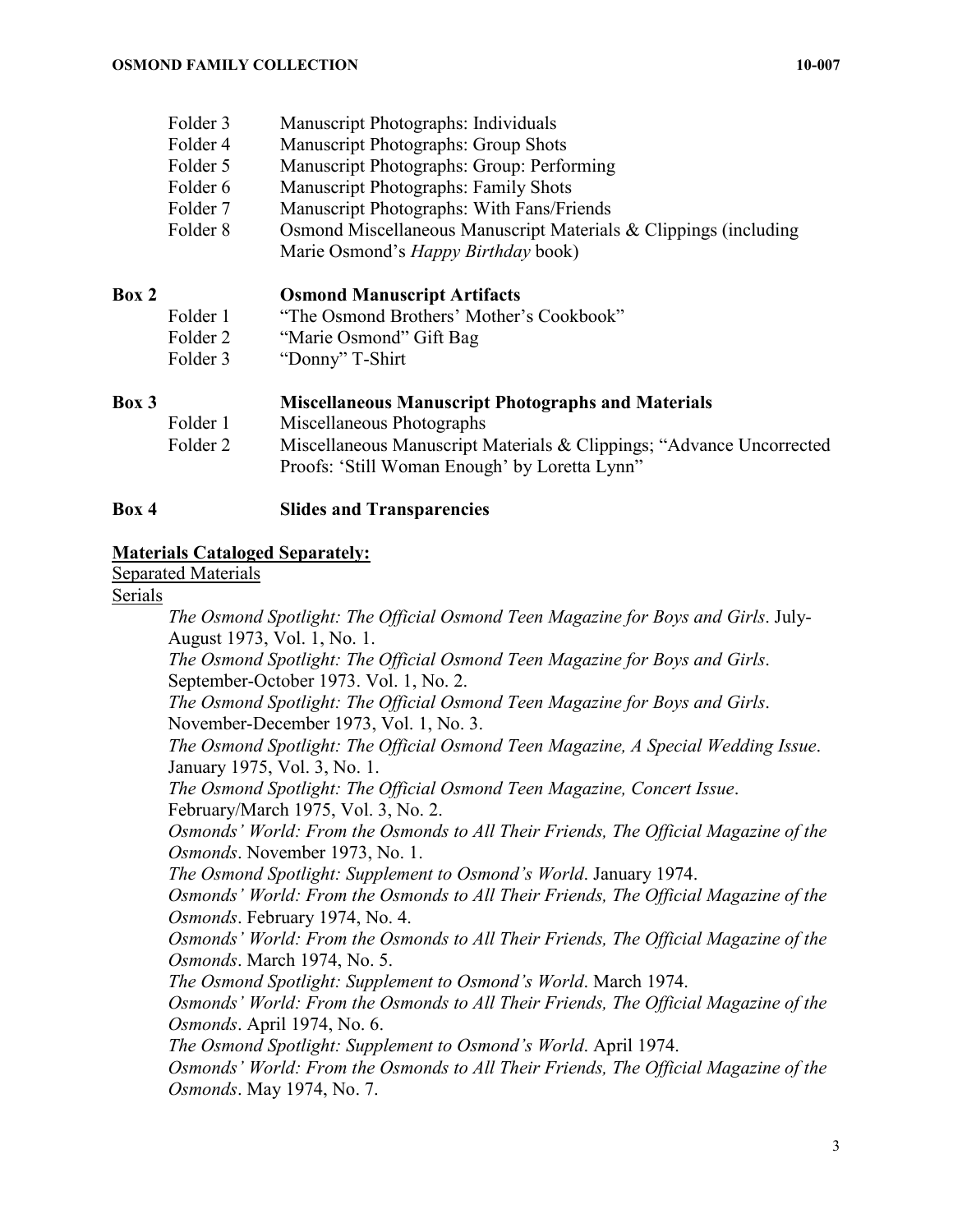Folder 3 Manuscript Photographs: Individuals
Folder 4 Manuscript Photographs: Group Shots
Folder 5 Manuscript Photographs: Group: Performing
Folder 6 Manuscript Photographs: Family Shots
Folder 7 Manuscript Photographs: With Fans/Friends
Folder 8 Osmond Miscellaneous Manuscript Materials & Clippings (including Marie Osmond's *Happy Birthday* book)

**Box 2 Osmond Manuscript Artifacts**

Folder 1 "The Osmond Brothers' Mother's Cookbook"
Folder 2 "Marie Osmond" Gift Bag
Folder 3 "Donny" T-Shirt

**Box 3 Miscellaneous Manuscript Photographs and Materials**

Folder 1 Miscellaneous Photographs
Folder 2 Miscellaneous Manuscript Materials & Clippings; "Advance Uncorrected Proofs: 'Still Woman Enough' by Loretta Lynn"

**Box 4 Slides and Transparencies**

**Materials Cataloged Separately:**

Separated Materials

Serials

*The Osmond Spotlight: The Official Osmond Teen Magazine for Boys and Girls*. July-August 1973, Vol. 1, No. 1.
*The Osmond Spotlight: The Official Osmond Teen Magazine for Boys and Girls*. September-October 1973. Vol. 1, No. 2.
*The Osmond Spotlight: The Official Osmond Teen Magazine for Boys and Girls*. November-December 1973, Vol. 1, No. 3.
*The Osmond Spotlight: The Official Osmond Teen Magazine, A Special Wedding Issue*. January 1975, Vol. 3, No. 1.
*The Osmond Spotlight: The Official Osmond Teen Magazine, Concert Issue*. February/March 1975, Vol. 3, No. 2.
*Osmonds' World: From the Osmonds to All Their Friends, The Official Magazine of the Osmonds*. November 1973, No. 1.
*The Osmond Spotlight: Supplement to Osmond's World*. January 1974.
*Osmonds' World: From the Osmonds to All Their Friends, The Official Magazine of the Osmonds*. February 1974, No. 4.
*Osmonds' World: From the Osmonds to All Their Friends, The Official Magazine of the Osmonds*. March 1974, No. 5.
*The Osmond Spotlight: Supplement to Osmond's World*. March 1974.
*Osmonds' World: From the Osmonds to All Their Friends, The Official Magazine of the Osmonds*. April 1974, No. 6.
*The Osmond Spotlight: Supplement to Osmond's World*. April 1974.
*Osmonds' World: From the Osmonds to All Their Friends, The Official Magazine of the Osmonds*. May 1974, No. 7.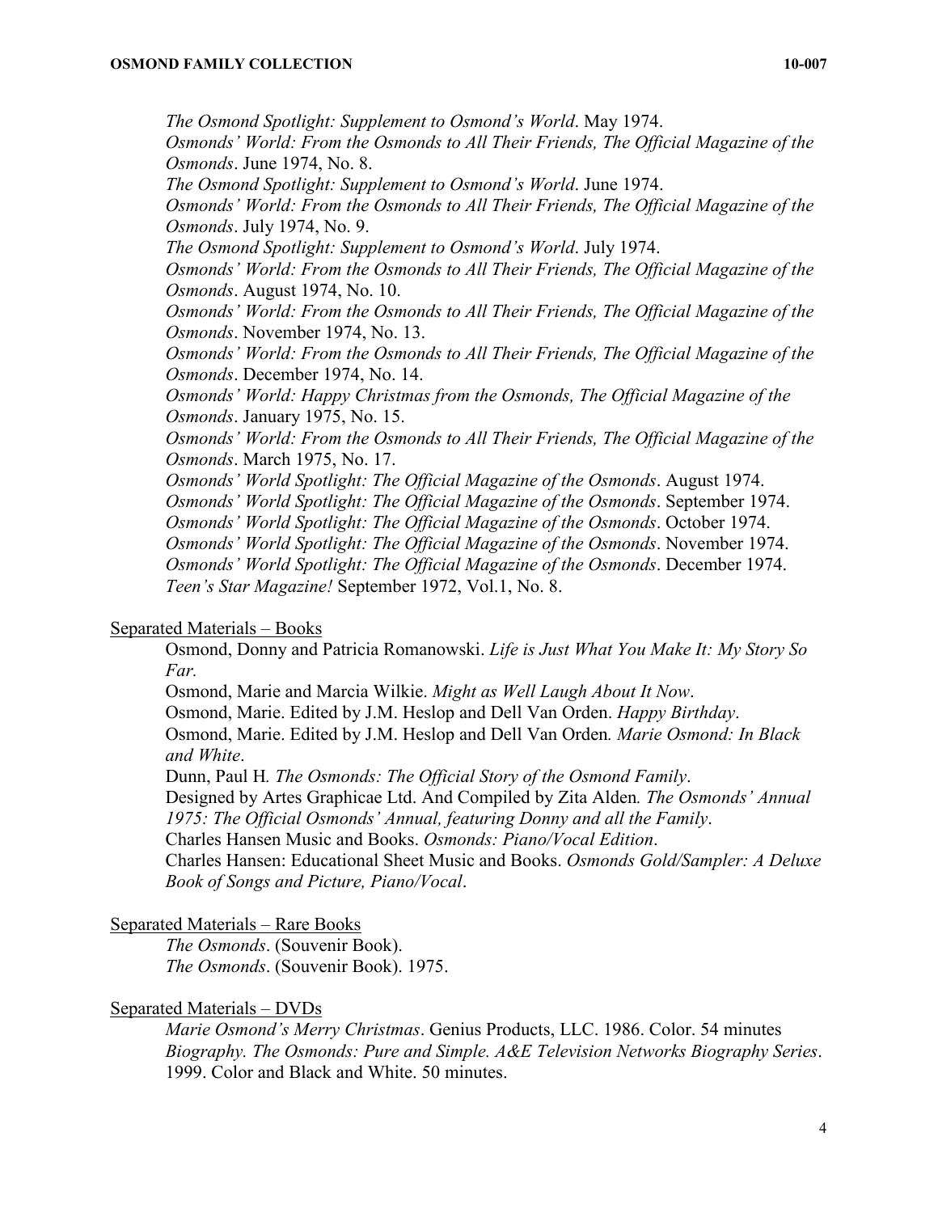*The Osmond Spotlight: Supplement to Osmond's World*. May 1974.
*Osmonds' World: From the Osmonds to All Their Friends, The Official Magazine of the Osmonds*. June 1974, No. 8.
*The Osmond Spotlight: Supplement to Osmond's World*. June 1974.
*Osmonds' World: From the Osmonds to All Their Friends, The Official Magazine of the Osmonds*. July 1974, No. 9.
*The Osmond Spotlight: Supplement to Osmond's World*. July 1974.
*Osmonds' World: From the Osmonds to All Their Friends, The Official Magazine of the Osmonds*. August 1974, No. 10.
*Osmonds' World: From the Osmonds to All Their Friends, The Official Magazine of the Osmonds*. November 1974, No. 13.
*Osmonds' World: From the Osmonds to All Their Friends, The Official Magazine of the Osmonds*. December 1974, No. 14.
*Osmonds' World: Happy Christmas from the Osmonds, The Official Magazine of the Osmonds*. January 1975, No. 15.
*Osmonds' World: From the Osmonds to All Their Friends, The Official Magazine of the Osmonds*. March 1975, No. 17.
*Osmonds' World Spotlight: The Official Magazine of the Osmonds*. August 1974.
*Osmonds' World Spotlight: The Official Magazine of the Osmonds*. September 1974.
*Osmonds' World Spotlight: The Official Magazine of the Osmonds*. October 1974.
*Osmonds' World Spotlight: The Official Magazine of the Osmonds*. November 1974.
*Osmonds' World Spotlight: The Official Magazine of the Osmonds*. December 1974.
*Teen's Star Magazine!* September 1972, Vol.1, No. 8.

Separated Materials – Books

Osmond, Donny and Patricia Romanowski. *Life is Just What You Make It: My Story So Far.*
Osmond, Marie and Marcia Wilkie. *Might as Well Laugh About It Now*.
Osmond, Marie. Edited by J.M. Heslop and Dell Van Orden. *Happy Birthday*.
Osmond, Marie. Edited by J.M. Heslop and Dell Van Orden*. Marie Osmond: In Black and White*.
Dunn, Paul H*. The Osmonds: The Official Story of the Osmond Family*.
Designed by Artes Graphicae Ltd. And Compiled by Zita Alden*. The Osmonds' Annual 1975: The Official Osmonds' Annual, featuring Donny and all the Family*.
Charles Hansen Music and Books. *Osmonds: Piano/Vocal Edition*.
Charles Hansen: Educational Sheet Music and Books. *Osmonds Gold/Sampler: A Deluxe Book of Songs and Picture, Piano/Vocal*.

Separated Materials – Rare Books

*The Osmonds*. (Souvenir Book).
*The Osmonds*. (Souvenir Book). 1975.

Separated Materials – DVDs

*Marie Osmond's Merry Christmas*. Genius Products, LLC. 1986. Color. 54 minutes
*Biography. The Osmonds: Pure and Simple. A&E Television Networks Biography Series*. 1999. Color and Black and White. 50 minutes.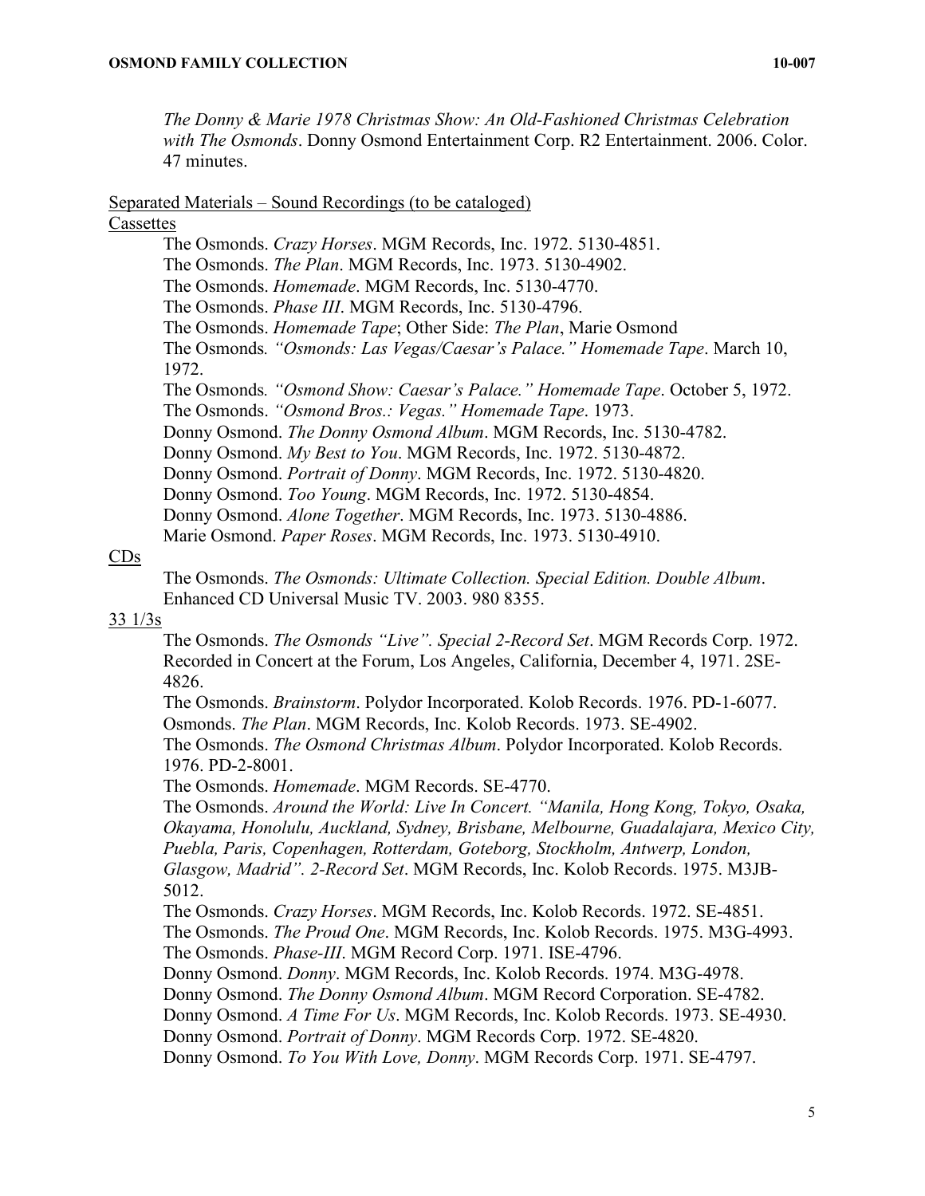*The Donny & Marie 1978 Christmas Show: An Old-Fashioned Christmas Celebration with The Osmonds*. Donny Osmond Entertainment Corp. R2 Entertainment. 2006. Color. 47 minutes.

Separated Materials – Sound Recordings (to be cataloged)

Cassettes

The Osmonds. *Crazy Horses*. MGM Records, Inc. 1972. 5130-4851.
The Osmonds. *The Plan*. MGM Records, Inc. 1973. 5130-4902.
The Osmonds. *Homemade*. MGM Records, Inc. 5130-4770.
The Osmonds. *Phase III*. MGM Records, Inc. 5130-4796.
The Osmonds. *Homemade Tape*; Other Side: *The Plan*, Marie Osmond
The Osmonds*. "Osmonds: Las Vegas/Caesar's Palace." Homemade Tape*. March 10, 1972.
The Osmonds*. "Osmond Show: Caesar's Palace." Homemade Tape*. October 5, 1972.
The Osmonds. *"Osmond Bros.: Vegas." Homemade Tape*. 1973.
Donny Osmond. *The Donny Osmond Album*. MGM Records, Inc. 5130-4782.
Donny Osmond. *My Best to You*. MGM Records, Inc. 1972. 5130-4872.
Donny Osmond. *Portrait of Donny*. MGM Records, Inc. 1972. 5130-4820.
Donny Osmond. *Too Young*. MGM Records, Inc. 1972. 5130-4854.
Donny Osmond. *Alone Together*. MGM Records, Inc. 1973. 5130-4886.
Marie Osmond. *Paper Roses*. MGM Records, Inc. 1973. 5130-4910.

CDs

The Osmonds. *The Osmonds: Ultimate Collection. Special Edition. Double Album*. Enhanced CD Universal Music TV. 2003. 980 8355.

33 1/3s

The Osmonds. *The Osmonds "Live". Special 2-Record Set*. MGM Records Corp. 1972. Recorded in Concert at the Forum, Los Angeles, California, December 4, 1971. 2SE-4826.
The Osmonds. *Brainstorm*. Polydor Incorporated. Kolob Records. 1976. PD-1-6077.
Osmonds. *The Plan*. MGM Records, Inc. Kolob Records. 1973. SE-4902.
The Osmonds. *The Osmond Christmas Album*. Polydor Incorporated. Kolob Records. 1976. PD-2-8001.
The Osmonds. *Homemade*. MGM Records. SE-4770.
The Osmonds. *Around the World: Live In Concert. "Manila, Hong Kong, Tokyo, Osaka, Okayama, Honolulu, Auckland, Sydney, Brisbane, Melbourne, Guadalajara, Mexico City, Puebla, Paris, Copenhagen, Rotterdam, Goteborg, Stockholm, Antwerp, London, Glasgow, Madrid". 2-Record Set*. MGM Records, Inc. Kolob Records. 1975. M3JB-5012.
The Osmonds. *Crazy Horses*. MGM Records, Inc. Kolob Records. 1972. SE-4851.
The Osmonds. *The Proud One*. MGM Records, Inc. Kolob Records. 1975. M3G-4993.
The Osmonds. *Phase-III*. MGM Record Corp. 1971. ISE-4796.
Donny Osmond. *Donny*. MGM Records, Inc. Kolob Records. 1974. M3G-4978.
Donny Osmond. *The Donny Osmond Album*. MGM Record Corporation. SE-4782.
Donny Osmond. *A Time For Us*. MGM Records, Inc. Kolob Records. 1973. SE-4930.
Donny Osmond. *Portrait of Donny*. MGM Records Corp. 1972. SE-4820.
Donny Osmond. *To You With Love, Donny*. MGM Records Corp. 1971. SE-4797.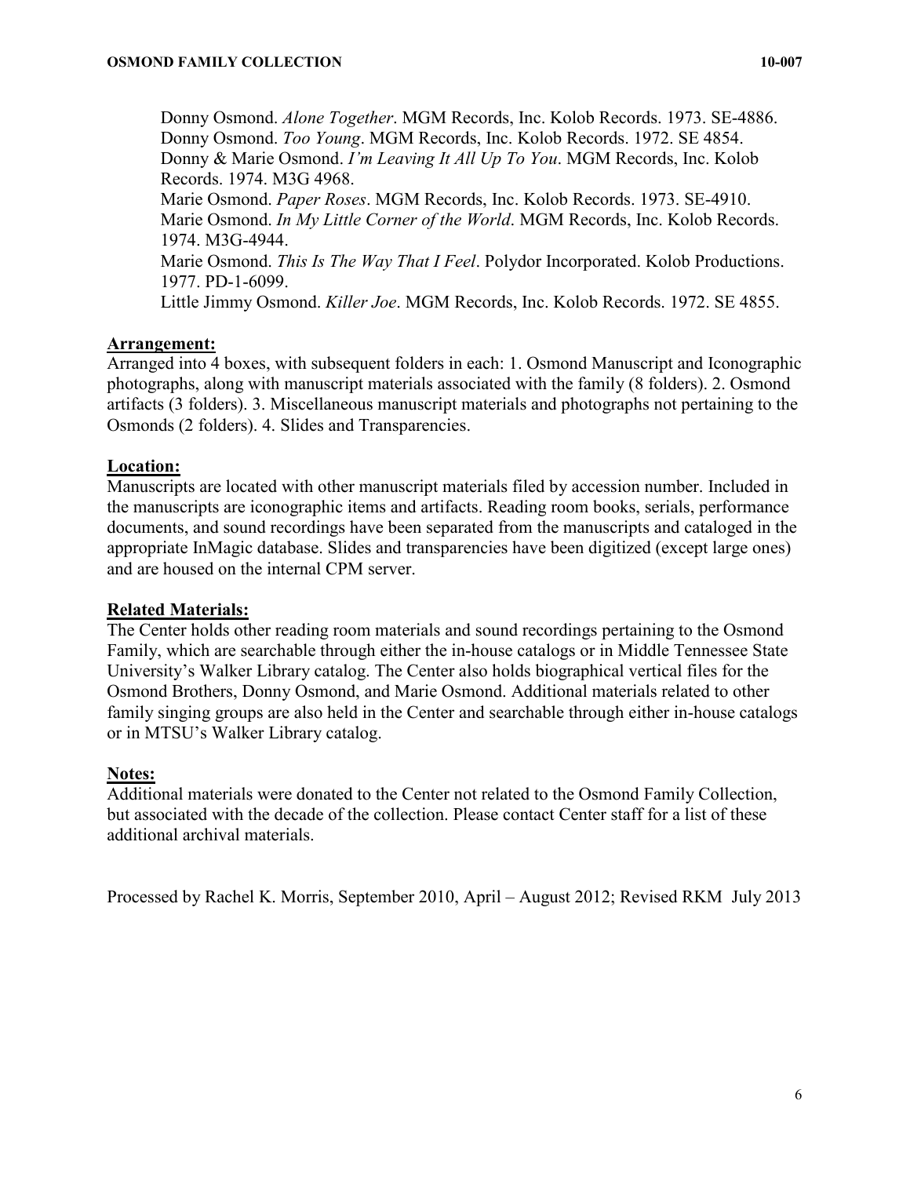Donny Osmond. *Alone Together*. MGM Records, Inc. Kolob Records. 1973. SE-4886.
Donny Osmond. *Too Young*. MGM Records, Inc. Kolob Records. 1972. SE 4854.
Donny & Marie Osmond. *I'm Leaving It All Up To You*. MGM Records, Inc. Kolob Records. 1974. M3G 4968.
Marie Osmond. *Paper Roses*. MGM Records, Inc. Kolob Records. 1973. SE-4910.
Marie Osmond. *In My Little Corner of the World*. MGM Records, Inc. Kolob Records. 1974. M3G-4944.
Marie Osmond. *This Is The Way That I Feel*. Polydor Incorporated. Kolob Productions. 1977. PD-1-6099.
Little Jimmy Osmond. *Killer Joe*. MGM Records, Inc. Kolob Records. 1972. SE 4855.

## Arrangement:

Arranged into 4 boxes, with subsequent folders in each: 1. Osmond Manuscript and Iconographic photographs, along with manuscript materials associated with the family (8 folders). 2. Osmond artifacts (3 folders). 3. Miscellaneous manuscript materials and photographs not pertaining to the Osmonds (2 folders). 4. Slides and Transparencies.

## Location:

Manuscripts are located with other manuscript materials filed by accession number. Included in the manuscripts are iconographic items and artifacts. Reading room books, serials, performance documents, and sound recordings have been separated from the manuscripts and cataloged in the appropriate InMagic database. Slides and transparencies have been digitized (except large ones) and are housed on the internal CPM server.

## Related Materials:

The Center holds other reading room materials and sound recordings pertaining to the Osmond Family, which are searchable through either the in-house catalogs or in Middle Tennessee State University's Walker Library catalog. The Center also holds biographical vertical files for the Osmond Brothers, Donny Osmond, and Marie Osmond. Additional materials related to other family singing groups are also held in the Center and searchable through either in-house catalogs or in MTSU's Walker Library catalog.

## Notes:

Additional materials were donated to the Center not related to the Osmond Family Collection, but associated with the decade of the collection. Please contact Center staff for a list of these additional archival materials.

Processed by Rachel K. Morris, September 2010, April – August 2012; Revised RKM July 2013